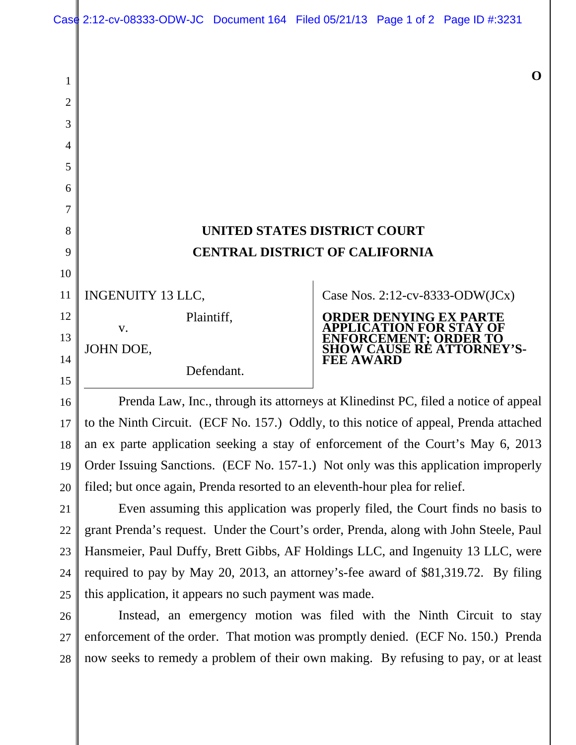O

**UNITED STATES DISTRICT COURT**
**CENTRAL DISTRICT OF CALIFORNIA**

| | |
|---|---|
| INGENUITY 13 LLC,<br>Plaintiff,<br>v.<br>JOHN DOE,<br>Defendant. | Case Nos. 2:12-cv-8333-ODW(JCx)<br>**ORDER DENYING EX PARTE APPLICATION FOR STAY OF ENFORCEMENT; ORDER TO SHOW CAUSE RE ATTORNEY'S-FEE AWARD** |

Prenda Law, Inc., through its attorneys at Klinedinst PC, filed a notice of appeal to the Ninth Circuit. (ECF No. 157.) Oddly, to this notice of appeal, Prenda attached an ex parte application seeking a stay of enforcement of the Court's May 6, 2013 Order Issuing Sanctions. (ECF No. 157-1.) Not only was this application improperly filed; but once again, Prenda resorted to an eleventh-hour plea for relief.

Even assuming this application was properly filed, the Court finds no basis to grant Prenda's request. Under the Court's order, Prenda, along with John Steele, Paul Hansmeier, Paul Duffy, Brett Gibbs, AF Holdings LLC, and Ingenuity 13 LLC, were required to pay by May 20, 2013, an attorney's-fee award of $81,319.72. By filing this application, it appears no such payment was made.

Instead, an emergency motion was filed with the Ninth Circuit to stay enforcement of the order. That motion was promptly denied. (ECF No. 150.) Prenda now seeks to remedy a problem of their own making. By refusing to pay, or at least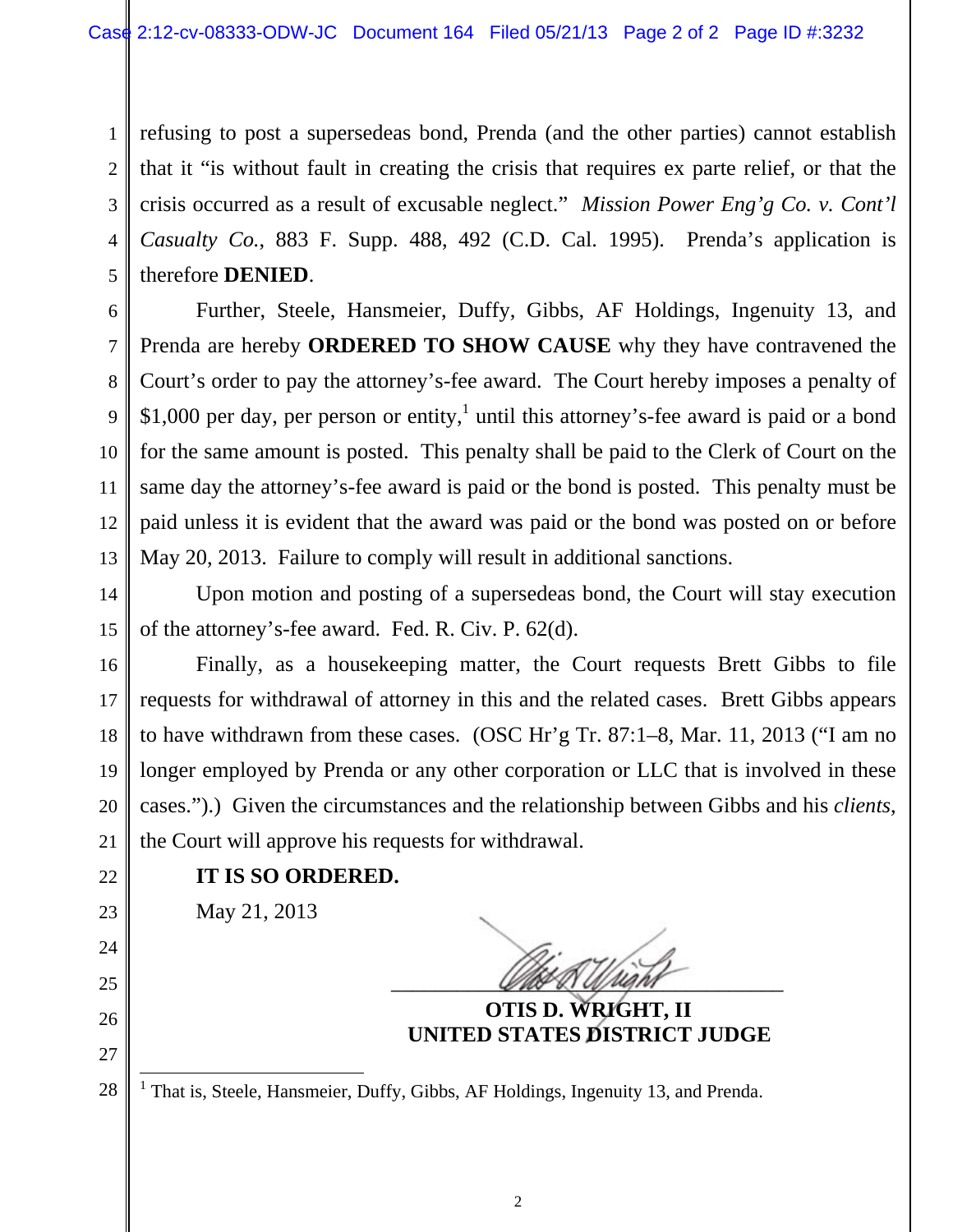refusing to post a supersedeas bond, Prenda (and the other parties) cannot establish that it "is without fault in creating the crisis that requires ex parte relief, or that the crisis occurred as a result of excusable neglect." *Mission Power Eng'g Co. v. Cont'l Casualty Co.*, 883 F. Supp. 488, 492 (C.D. Cal. 1995). Prenda's application is therefore **DENIED**.

Further, Steele, Hansmeier, Duffy, Gibbs, AF Holdings, Ingenuity 13, and Prenda are hereby **ORDERED TO SHOW CAUSE** why they have contravened the Court's order to pay the attorney's-fee award. The Court hereby imposes a penalty of $1,000 per day, per person or entity,[1] until this attorney's-fee award is paid or a bond for the same amount is posted. This penalty shall be paid to the Clerk of Court on the same day the attorney's-fee award is paid or the bond is posted. This penalty must be paid unless it is evident that the award was paid or the bond was posted on or before May 20, 2013. Failure to comply will result in additional sanctions.

Upon motion and posting of a supersedeas bond, the Court will stay execution of the attorney's-fee award. Fed. R. Civ. P. 62(d).

Finally, as a housekeeping matter, the Court requests Brett Gibbs to file requests for withdrawal of attorney in this and the related cases. Brett Gibbs appears to have withdrawn from these cases. (OSC Hr'g Tr. 87:1–8, Mar. 11, 2013 ("I am no longer employed by Prenda or any other corporation or LLC that is involved in these cases.").) Given the circumstances and the relationship between Gibbs and his *clients*, the Court will approve his requests for withdrawal.

**IT IS SO ORDERED.**

May 21, 2013

**OTIS D. WRIGHT, II**
**UNITED STATES DISTRICT JUDGE**

[1] That is, Steele, Hansmeier, Duffy, Gibbs, AF Holdings, Ingenuity 13, and Prenda.